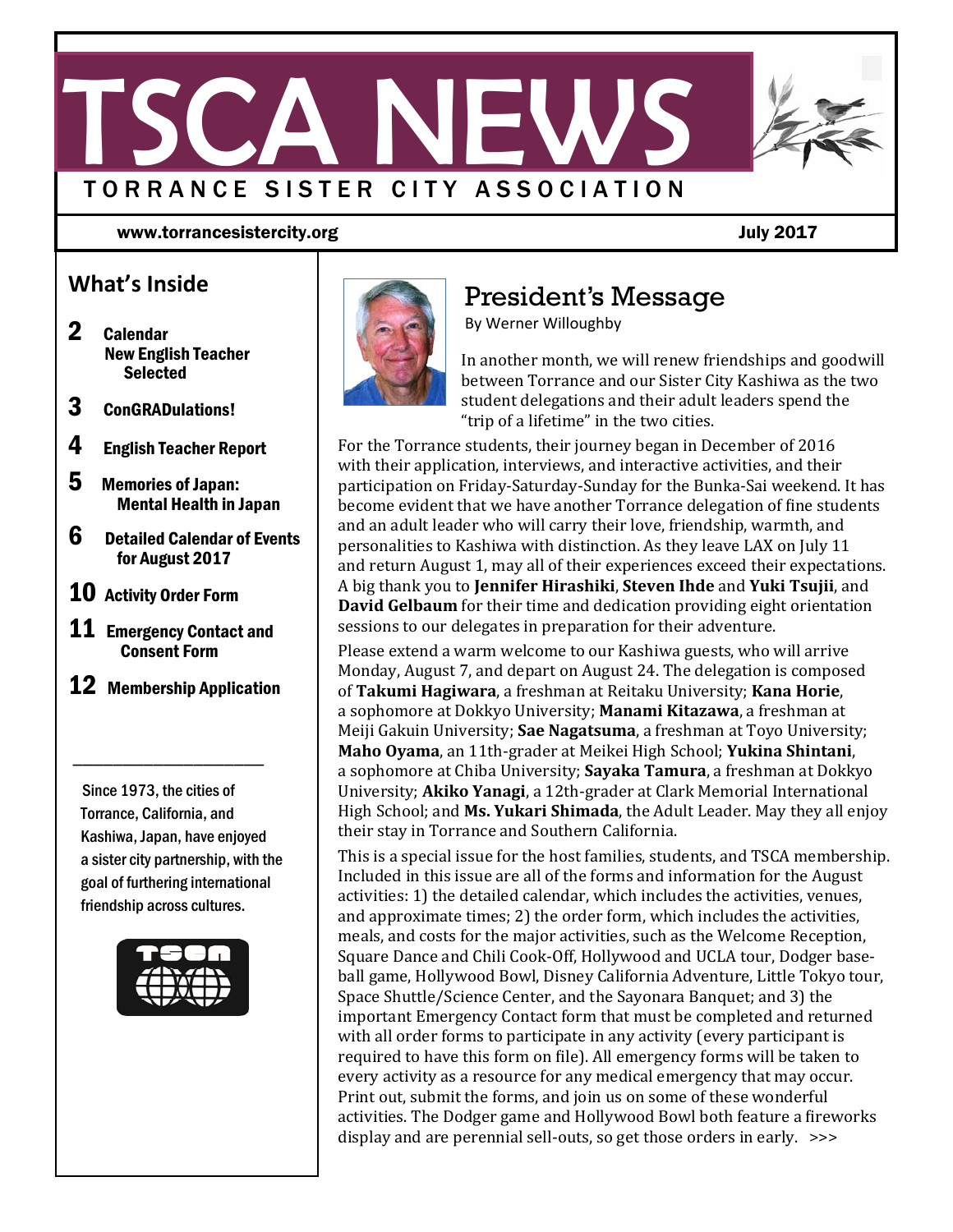# TSCA NEWS

TORRANCE SISTER CITY ASSOCIATION

www.torrancesistercity.org July 2017

## What's Inside

**2** Calendar
New English Teacher Selected

**3** ConGRADulations!

**4** English Teacher Report

**5** Memories of Japan: Mental Health in Japan

**6** Detailed Calendar of Events for August 2017

**10** Activity Order Form

**11** Emergency Contact and Consent Form

**12** Membership Application

Since 1973, the cities of Torrance, California, and Kashiwa, Japan, have enjoyed a sister city partnership, with the goal of furthering international friendship across cultures.

## President's Message

By Werner Willoughby

In another month, we will renew friendships and goodwill between Torrance and our Sister City Kashiwa as the two student delegations and their adult leaders spend the "trip of a lifetime" in the two cities.

For the Torrance students, their journey began in December of 2016 with their application, interviews, and interactive activities, and their participation on Friday-Saturday-Sunday for the Bunka-Sai weekend. It has become evident that we have another Torrance delegation of fine students and an adult leader who will carry their love, friendship, warmth, and personalities to Kashiwa with distinction. As they leave LAX on July 11 and return August 1, may all of their experiences exceed their expectations. A big thank you to **Jennifer Hirashiki**, **Steven Ihde** and **Yuki Tsujii**, and **David Gelbaum** for their time and dedication providing eight orientation sessions to our delegates in preparation for their adventure.

Please extend a warm welcome to our Kashiwa guests, who will arrive Monday, August 7, and depart on August 24. The delegation is composed of **Takumi Hagiwara**, a freshman at Reitaku University; **Kana Horie**, a sophomore at Dokkyo University; **Manami Kitazawa**, a freshman at Meiji Gakuin University; **Sae Nagatsuma**, a freshman at Toyo University; **Maho Oyama**, an 11th-grader at Meikei High School; **Yukina Shintani**, a sophomore at Chiba University; **Sayaka Tamura**, a freshman at Dokkyo University; **Akiko Yanagi**, a 12th-grader at Clark Memorial International High School; and **Ms. Yukari Shimada**, the Adult Leader. May they all enjoy their stay in Torrance and Southern California.

This is a special issue for the host families, students, and TSCA membership. Included in this issue are all of the forms and information for the August activities: 1) the detailed calendar, which includes the activities, venues, and approximate times; 2) the order form, which includes the activities, meals, and costs for the major activities, such as the Welcome Reception, Square Dance and Chili Cook-Off, Hollywood and UCLA tour, Dodger baseball game, Hollywood Bowl, Disney California Adventure, Little Tokyo tour, Space Shuttle/Science Center, and the Sayonara Banquet; and 3) the important Emergency Contact form that must be completed and returned with all order forms to participate in any activity (every participant is required to have this form on file). All emergency forms will be taken to every activity as a resource for any medical emergency that may occur. Print out, submit the forms, and join us on some of these wonderful activities. The Dodger game and Hollywood Bowl both feature a fireworks display and are perennial sell-outs, so get those orders in early. >>>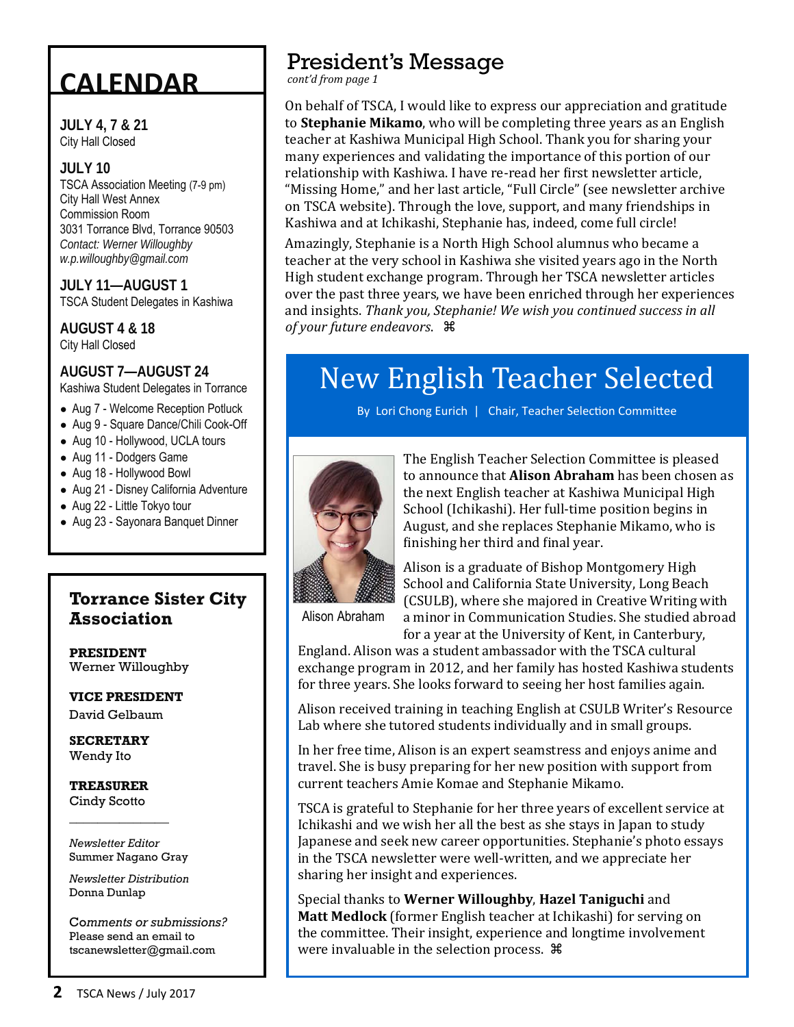# CALENDAR

**JULY 4, 7 & 21**
City Hall Closed

**JULY 10**
TSCA Association Meeting (7-9 pm)
City Hall West Annex
Commission Room
3031 Torrance Blvd, Torrance 90503
*Contact: Werner Willoughby*
*w.p.willoughby@gmail.com*

**JULY 11—AUGUST 1**
TSCA Student Delegates in Kashiwa

**AUGUST 4 & 18**
City Hall Closed

**AUGUST 7—AUGUST 24**
Kashiwa Student Delegates in Torrance

- Aug 7 - Welcome Reception Potluck
- Aug 9 - Square Dance/Chili Cook-Off
- Aug 10 - Hollywood, UCLA tours
- Aug 11 - Dodgers Game
- Aug 18 - Hollywood Bowl
- Aug 21 - Disney California Adventure
- Aug 22 - Little Tokyo tour
- Aug 23 - Sayonara Banquet Dinner

## Torrance Sister City Association

**PRESIDENT**
Werner Willoughby

**VICE PRESIDENT**
David Gelbaum

**SECRETARY**
Wendy Ito

**TREASURER**
Cindy Scotto

---

*Newsletter Editor*
Summer Nagano Gray

*Newsletter Distribution*
Donna Dunlap

*Comments or submissions?*
Please send an email to
tscanewsletter@gmail.com

## President's Message

*cont'd from page 1*

On behalf of TSCA, I would like to express our appreciation and gratitude to **Stephanie Mikamo**, who will be completing three years as an English teacher at Kashiwa Municipal High School. Thank you for sharing your many experiences and validating the importance of this portion of our relationship with Kashiwa. I have re-read her first newsletter article, "Missing Home," and her last article, "Full Circle" (see newsletter archive on TSCA website). Through the love, support, and many friendships in Kashiwa and at Ichikashi, Stephanie has, indeed, come full circle!

Amazingly, Stephanie is a North High School alumnus who became a teacher at the very school in Kashiwa she visited years ago in the North High student exchange program. Through her TSCA newsletter articles over the past three years, we have been enriched through her experiences and insights. *Thank you, Stephanie! We wish you continued success in all of your future endeavors.* ⌘

## New English Teacher Selected

By Lori Chong Eurich | Chair, Teacher Selection Committee

Alison Abraham

The English Teacher Selection Committee is pleased to announce that **Alison Abraham** has been chosen as the next English teacher at Kashiwa Municipal High School (Ichikashi). Her full-time position begins in August, and she replaces Stephanie Mikamo, who is finishing her third and final year.

Alison is a graduate of Bishop Montgomery High School and California State University, Long Beach (CSULB), where she majored in Creative Writing with a minor in Communication Studies. She studied abroad for a year at the University of Kent, in Canterbury, England. Alison was a student ambassador with the TSCA cultural exchange program in 2012, and her family has hosted Kashiwa students for three years. She looks forward to seeing her host families again.

Alison received training in teaching English at CSULB Writer's Resource Lab where she tutored students individually and in small groups.

In her free time, Alison is an expert seamstress and enjoys anime and travel. She is busy preparing for her new position with support from current teachers Amie Komae and Stephanie Mikamo.

TSCA is grateful to Stephanie for her three years of excellent service at Ichikashi and we wish her all the best as she stays in Japan to study Japanese and seek new career opportunities. Stephanie's photo essays in the TSCA newsletter were well-written, and we appreciate her sharing her insight and experiences.

Special thanks to **Werner Willoughby**, **Hazel Taniguchi** and **Matt Medlock** (former English teacher at Ichikashi) for serving on the committee. Their insight, experience and longtime involvement were invaluable in the selection process. ⌘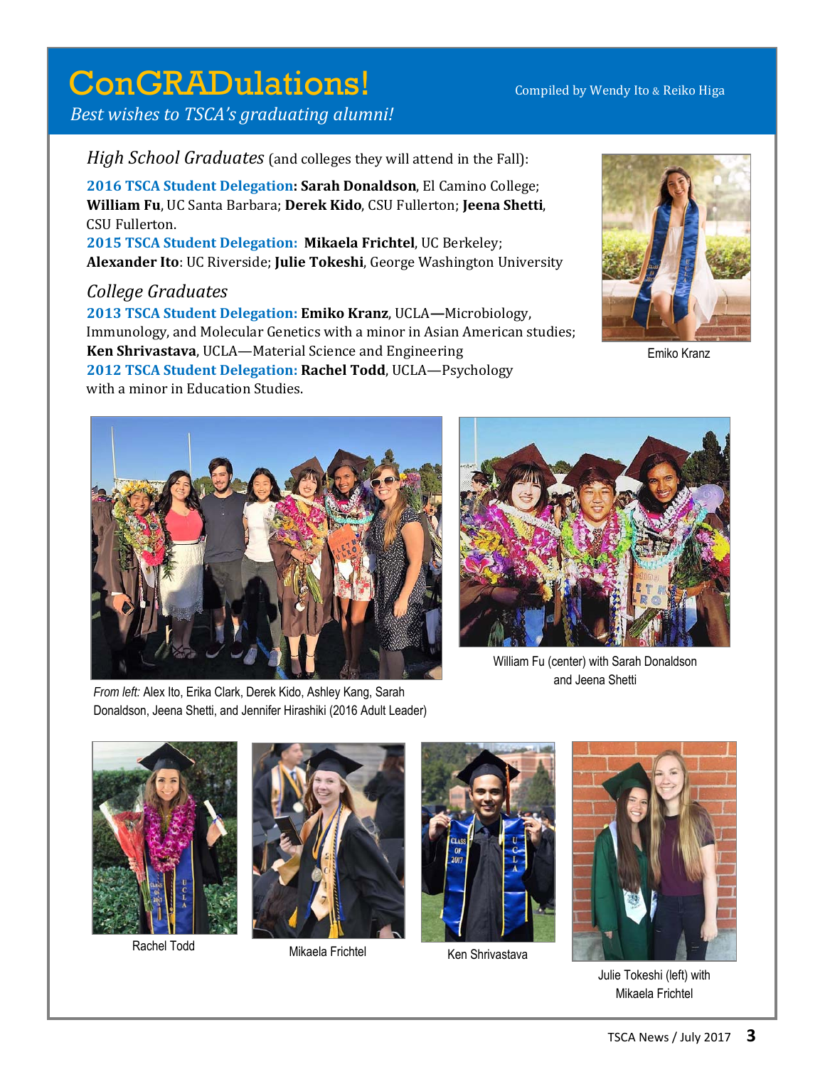# ConGRADulations!

*Best wishes to TSCA's graduating alumni!*

Compiled by Wendy Ito & Reiko Higa

## *High School Graduates* (and colleges they will attend in the Fall):

**2016 TSCA Student Delegation: Sarah Donaldson**, El Camino College; **William Fu**, UC Santa Barbara; **Derek Kido**, CSU Fullerton; **Jeena Shetti**, CSU Fullerton.

**2015 TSCA Student Delegation: Mikaela Frichtel**, UC Berkeley; **Alexander Ito**: UC Riverside; **Julie Tokeshi**, George Washington University

## *College Graduates*

**2013 TSCA Student Delegation: Emiko Kranz**, UCLA—Microbiology, Immunology, and Molecular Genetics with a minor in Asian American studies; **Ken Shrivastava**, UCLA—Material Science and Engineering

**2012 TSCA Student Delegation: Rachel Todd**, UCLA—Psychology with a minor in Education Studies.

Emiko Kranz

*From left:* Alex Ito, Erika Clark, Derek Kido, Ashley Kang, Sarah Donaldson, Jeena Shetti, and Jennifer Hirashiki (2016 Adult Leader)

William Fu (center) with Sarah Donaldson and Jeena Shetti

Rachel Todd

Mikaela Frichtel

Ken Shrivastava

Julie Tokeshi (left) with Mikaela Frichtel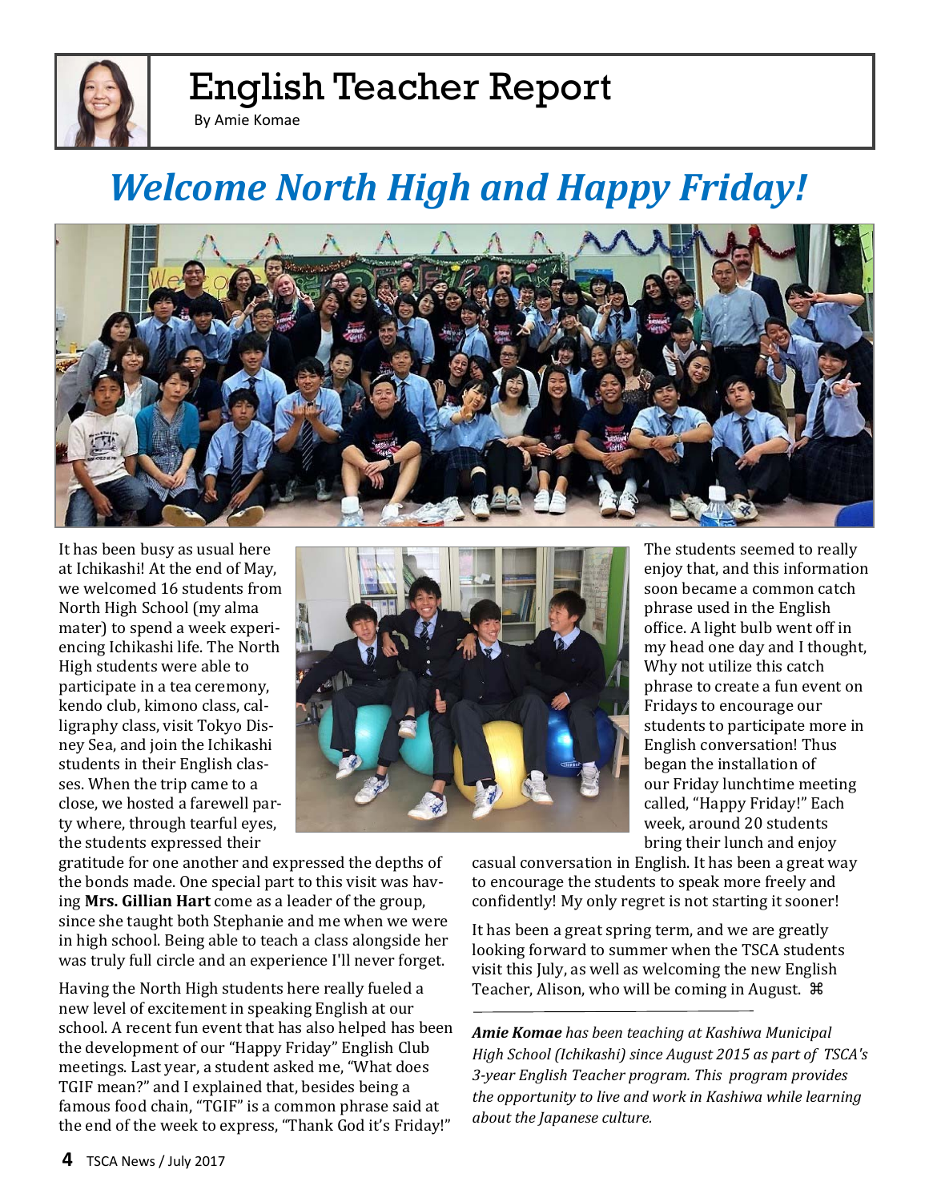# English Teacher Report

By Amie Komae

## Welcome North High and Happy Friday!

It has been busy as usual here at Ichikashi! At the end of May, we welcomed 16 students from North High School (my alma mater) to spend a week experiencing Ichikashi life. The North High students were able to participate in a tea ceremony, kendo club, kimono class, calligraphy class, visit Tokyo Disney Sea, and join the Ichikashi students in their English classes. When the trip came to a close, we hosted a farewell party where, through tearful eyes, the students expressed their gratitude for one another and expressed the depths of the bonds made. One special part to this visit was having **Mrs. Gillian Hart** come as a leader of the group, since she taught both Stephanie and me when we were in high school. Being able to teach a class alongside her was truly full circle and an experience I'll never forget.

Having the North High students here really fueled a new level of excitement in speaking English at our school. A recent fun event that has also helped has been the development of our "Happy Friday" English Club meetings. Last year, a student asked me, "What does TGIF mean?" and I explained that, besides being a famous food chain, "TGIF" is a common phrase said at the end of the week to express, "Thank God it's Friday!" The students seemed to really enjoy that, and this information soon became a common catch phrase used in the English office. A light bulb went off in my head one day and I thought, Why not utilize this catch phrase to create a fun event on Fridays to encourage our students to participate more in English conversation! Thus began the installation of our Friday lunchtime meeting called, "Happy Friday!" Each week, around 20 students bring their lunch and enjoy casual conversation in English. It has been a great way to encourage the students to speak more freely and confidently! My only regret is not starting it sooner!

It has been a great spring term, and we are greatly looking forward to summer when the TSCA students visit this July, as well as welcoming the new English Teacher, Alison, who will be coming in August. ⌘

---

***Amie Komae*** *has been teaching at Kashiwa Municipal High School (Ichikashi) since August 2015 as part of TSCA's 3-year English Teacher program. This program provides the opportunity to live and work in Kashiwa while learning about the Japanese culture.*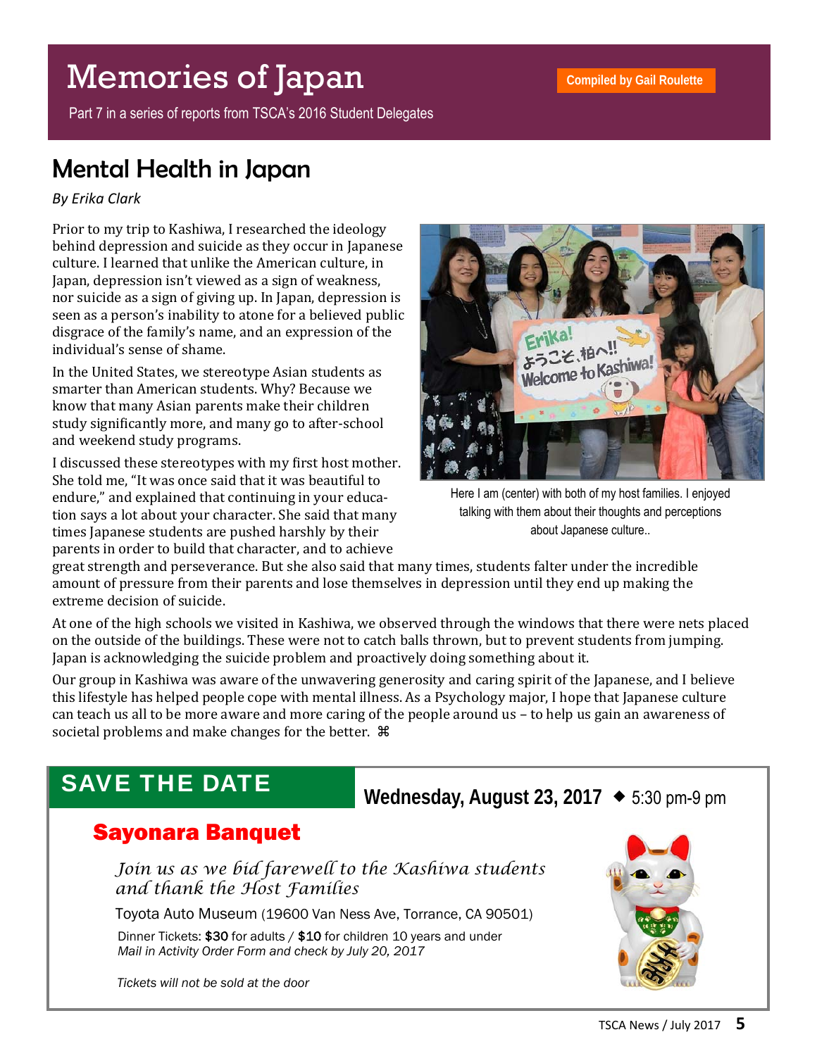# Memories of Japan

Part 7 in a series of reports from TSCA's 2016 Student Delegates

Compiled by Gail Roulette

## Mental Health in Japan

*By Erika Clark*

Prior to my trip to Kashiwa, I researched the ideology behind depression and suicide as they occur in Japanese culture. I learned that unlike the American culture, in Japan, depression isn't viewed as a sign of weakness, nor suicide as a sign of giving up. In Japan, depression is seen as a person's inability to atone for a believed public disgrace of the family's name, and an expression of the individual's sense of shame.

In the United States, we stereotype Asian students as smarter than American students. Why? Because we know that many Asian parents make their children study significantly more, and many go to after-school and weekend study programs.

I discussed these stereotypes with my first host mother. She told me, "It was once said that it was beautiful to endure," and explained that continuing in your education says a lot about your character. She said that many times Japanese students are pushed harshly by their parents in order to build that character, and to achieve great strength and perseverance. But she also said that many times, students falter under the incredible amount of pressure from their parents and lose themselves in depression until they end up making the extreme decision of suicide.

Here I am (center) with both of my host families. I enjoyed talking with them about their thoughts and perceptions about Japanese culture..

At one of the high schools we visited in Kashiwa, we observed through the windows that there were nets placed on the outside of the buildings. These were not to catch balls thrown, but to prevent students from jumping. Japan is acknowledging the suicide problem and proactively doing something about it.

Our group in Kashiwa was aware of the unwavering generosity and caring spirit of the Japanese, and I believe this lifestyle has helped people cope with mental illness. As a Psychology major, I hope that Japanese culture can teach us all to be more aware and more caring of the people around us – to help us gain an awareness of societal problems and make changes for the better. ⌘

## SAVE THE DATE

**Wednesday, August 23, 2017** ◆ 5:30 pm-9 pm

### Sayonara Banquet

*Join us as we bid farewell to the Kashiwa students and thank the Host Families*

Toyota Auto Museum (19600 Van Ness Ave, Torrance, CA 90501)

Dinner Tickets: **$30** for adults / **$10** for children 10 years and under
*Mail in Activity Order Form and check by July 20, 2017*

*Tickets will not be sold at the door*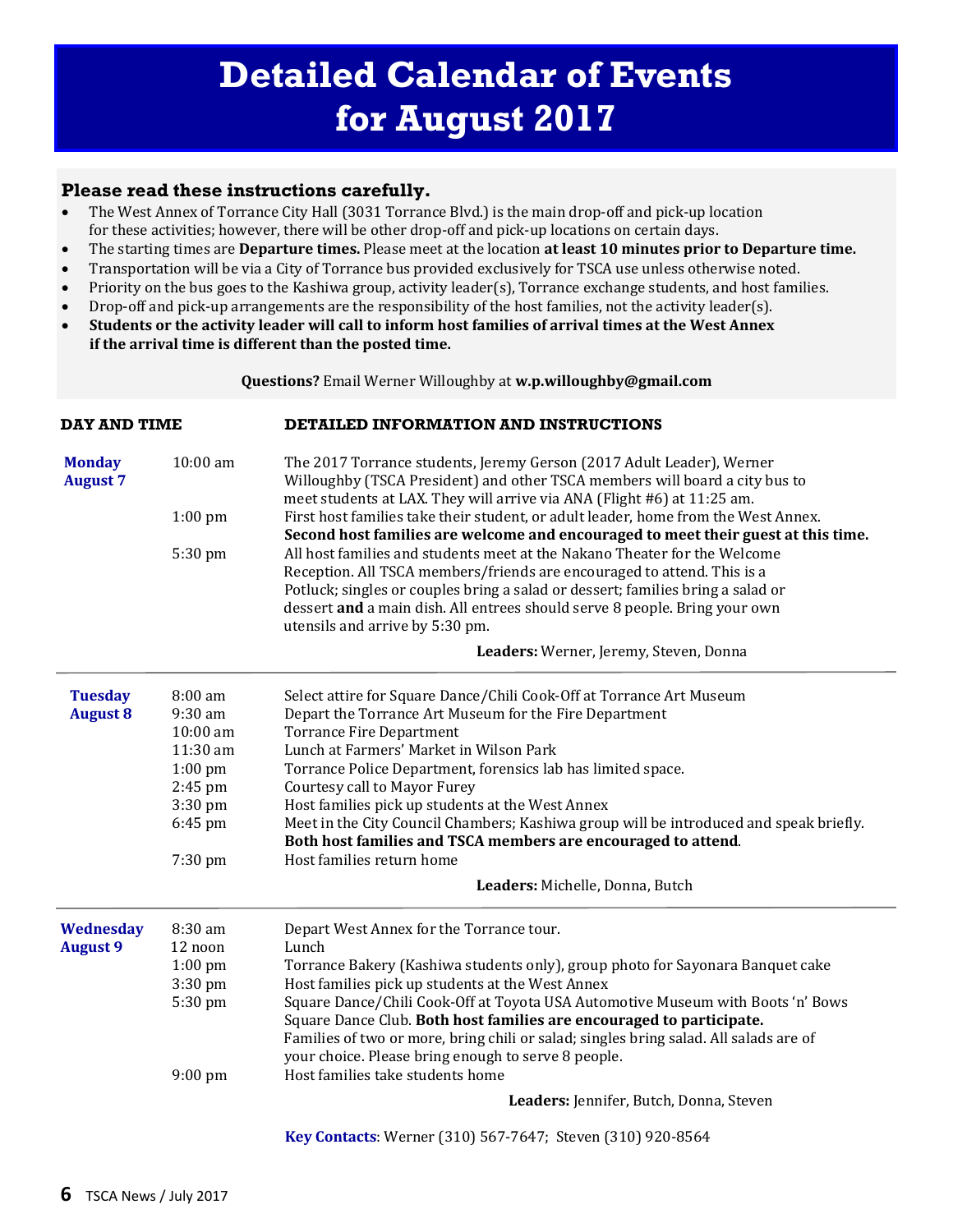# Detailed Calendar of Events for August 2017

**Please read these instructions carefully.**

- The West Annex of Torrance City Hall (3031 Torrance Blvd.) is the main drop-off and pick-up location for these activities; however, there will be other drop-off and pick-up locations on certain days.
- The starting times are **Departure times.** Please meet at the location **at least 10 minutes prior to Departure time.**
- Transportation will be via a City of Torrance bus provided exclusively for TSCA use unless otherwise noted.
- Priority on the bus goes to the Kashiwa group, activity leader(s), Torrance exchange students, and host families.
- Drop-off and pick-up arrangements are the responsibility of the host families, not the activity leader(s).
- **Students or the activity leader will call to inform host families of arrival times at the West Annex if the arrival time is different than the posted time.**

**Questions?** Email Werner Willoughby at **w.p.willoughby@gmail.com**

| DAY AND TIME | | DETAILED INFORMATION AND INSTRUCTIONS |
|---|---|---|
| **Monday August 7** | 10:00 am | The 2017 Torrance students, Jeremy Gerson (2017 Adult Leader), Werner Willoughby (TSCA President) and other TSCA members will board a city bus to meet students at LAX. They will arrive via ANA (Flight #6) at 11:25 am. |
| | 1:00 pm | First host families take their student, or adult leader, home from the West Annex. **Second host families are welcome and encouraged to meet their guest at this time.** |
| | 5:30 pm | All host families and students meet at the Nakano Theater for the Welcome Reception. All TSCA members/friends are encouraged to attend. This is a Potluck; singles or couples bring a salad or dessert; families bring a salad or dessert **and** a main dish. All entrees should serve 8 people. Bring your own utensils and arrive by 5:30 pm. |
| | | **Leaders:** Werner, Jeremy, Steven, Donna |
| **Tuesday August 8** | 8:00 am | Select attire for Square Dance/Chili Cook-Off at Torrance Art Museum |
| | 9:30 am | Depart the Torrance Art Museum for the Fire Department |
| | 10:00 am | Torrance Fire Department |
| | 11:30 am | Lunch at Farmers' Market in Wilson Park |
| | 1:00 pm | Torrance Police Department, forensics lab has limited space. |
| | 2:45 pm | Courtesy call to Mayor Furey |
| | 3:30 pm | Host families pick up students at the West Annex |
| | 6:45 pm | Meet in the City Council Chambers; Kashiwa group will be introduced and speak briefly. **Both host families and TSCA members are encouraged to attend**. |
| | 7:30 pm | Host families return home |
| | | **Leaders:** Michelle, Donna, Butch |
| **Wednesday August 9** | 8:30 am | Depart West Annex for the Torrance tour. |
| | 12 noon | Lunch |
| | 1:00 pm | Torrance Bakery (Kashiwa students only), group photo for Sayonara Banquet cake |
| | 3:30 pm | Host families pick up students at the West Annex |
| | 5:30 pm | Square Dance/Chili Cook-Off at Toyota USA Automotive Museum with Boots 'n' Bows Square Dance Club. **Both host families are encouraged to participate.** Families of two or more, bring chili or salad; singles bring salad. All salads are of your choice. Please bring enough to serve 8 people. |
| | 9:00 pm | Host families take students home |
| | | **Leaders:** Jennifer, Butch, Donna, Steven |

**Key Contacts**: Werner (310) 567-7647; Steven (310) 920-8564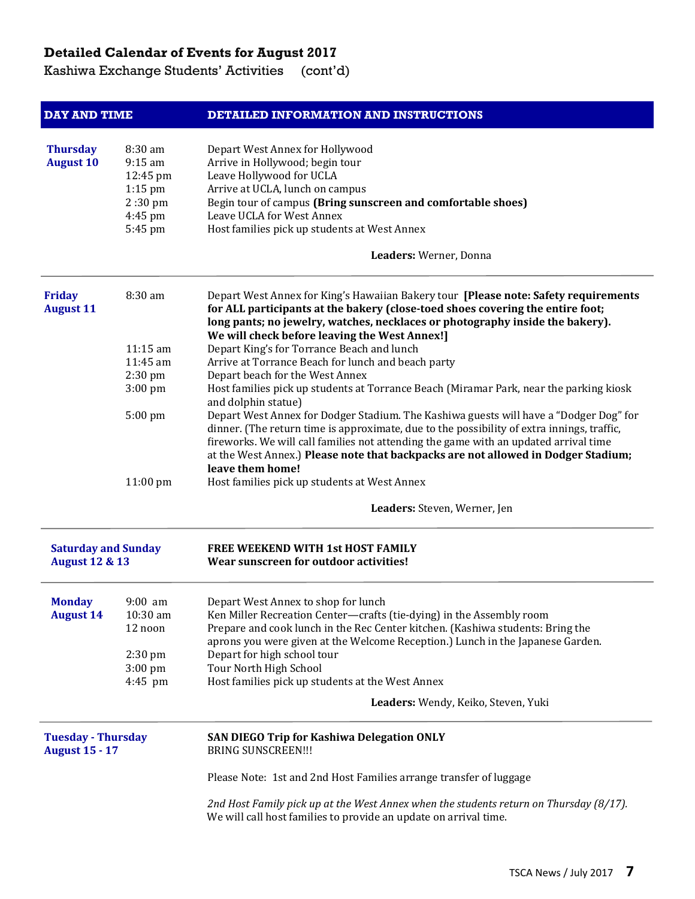## Detailed Calendar of Events for August 2017

Kashiwa Exchange Students' Activities (cont'd)

| DAY AND TIME | | DETAILED INFORMATION AND INSTRUCTIONS |
|---|---|---|
| **Thursday August 10** | 8:30 am | Depart West Annex for Hollywood |
| | 9:15 am | Arrive in Hollywood; begin tour |
| | 12:45 pm | Leave Hollywood for UCLA |
| | 1:15 pm | Arrive at UCLA, lunch on campus |
| | 2 :30 pm | Begin tour of campus **(Bring sunscreen and comfortable shoes)** |
| | 4:45 pm | Leave UCLA for West Annex |
| | 5:45 pm | Host families pick up students at West Annex |
| | | **Leaders:** Werner, Donna |
| **Friday August 11** | 8:30 am | Depart West Annex for King's Hawaiian Bakery tour **[Please note: Safety requirements for ALL participants at the bakery (close-toed shoes covering the entire foot; long pants; no jewelry, watches, necklaces or photography inside the bakery). We will check before leaving the West Annex!]** |
| | 11:15 am | Depart King's for Torrance Beach and lunch |
| | 11:45 am | Arrive at Torrance Beach for lunch and beach party |
| | 2:30 pm | Depart beach for the West Annex |
| | 3:00 pm | Host families pick up students at Torrance Beach (Miramar Park, near the parking kiosk and dolphin statue) |
| | 5:00 pm | Depart West Annex for Dodger Stadium. The Kashiwa guests will have a "Dodger Dog" for dinner. (The return time is approximate, due to the possibility of extra innings, traffic, fireworks. We will call families not attending the game with an updated arrival time at the West Annex.) **Please note that backpacks are not allowed in Dodger Stadium; leave them home!** |
| | 11:00 pm | Host families pick up students at West Annex |
| | | **Leaders:** Steven, Werner, Jen |
| **Saturday and Sunday August 12 & 13** | | **FREE WEEKEND WITH 1st HOST FAMILY** **Wear sunscreen for outdoor activities!** |
| **Monday August 14** | 9:00 am | Depart West Annex to shop for lunch |
| | 10:30 am | Ken Miller Recreation Center—crafts (tie-dying) in the Assembly room |
| | 12 noon | Prepare and cook lunch in the Rec Center kitchen. (Kashiwa students: Bring the aprons you were given at the Welcome Reception.) Lunch in the Japanese Garden. |
| | 2:30 pm | Depart for high school tour |
| | 3:00 pm | Tour North High School |
| | 4:45 pm | Host families pick up students at the West Annex |
| | | **Leaders:** Wendy, Keiko, Steven, Yuki |
| **Tuesday - Thursday August 15 - 17** | | **SAN DIEGO Trip for Kashiwa Delegation ONLY** BRING SUNSCREEN!!! |
| | | Please Note: 1st and 2nd Host Families arrange transfer of luggage |
| | | *2nd Host Family pick up at the West Annex when the students return on Thursday (8/17).* We will call host families to provide an update on arrival time. |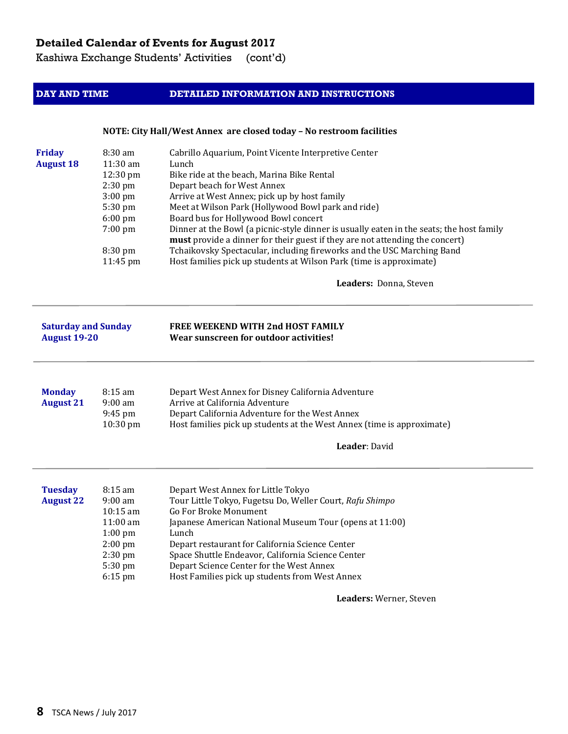## Detailed Calendar of Events for August 2017

Kashiwa Exchange Students' Activities (cont'd)

| DAY AND TIME | | DETAILED INFORMATION AND INSTRUCTIONS |
|---|---|---|
| | | **NOTE: City Hall/West Annex are closed today – No restroom facilities** |
| **Friday August 18** | 8:30 am | Cabrillo Aquarium, Point Vicente Interpretive Center |
| | 11:30 am | Lunch |
| | 12:30 pm | Bike ride at the beach, Marina Bike Rental |
| | 2:30 pm | Depart beach for West Annex |
| | 3:00 pm | Arrive at West Annex; pick up by host family |
| | 5:30 pm | Meet at Wilson Park (Hollywood Bowl park and ride) |
| | 6:00 pm | Board bus for Hollywood Bowl concert |
| | 7:00 pm | Dinner at the Bowl (a picnic-style dinner is usually eaten in the seats; the host family **must** provide a dinner for their guest if they are not attending the concert) |
| | 8:30 pm | Tchaikovsky Spectacular, including fireworks and the USC Marching Band |
| | 11:45 pm | Host families pick up students at Wilson Park (time is approximate) |
| | | **Leaders:** Donna, Steven |
| **Saturday and Sunday August 19-20** | | **FREE WEEKEND WITH 2nd HOST FAMILY** **Wear sunscreen for outdoor activities!** |
| **Monday August 21** | 8:15 am | Depart West Annex for Disney California Adventure |
| | 9:00 am | Arrive at California Adventure |
| | 9:45 pm | Depart California Adventure for the West Annex |
| | 10:30 pm | Host families pick up students at the West Annex (time is approximate) |
| | | **Leader**: David |
| **Tuesday August 22** | 8:15 am | Depart West Annex for Little Tokyo |
| | 9:00 am | Tour Little Tokyo, Fugetsu Do, Weller Court, *Rafu Shimpo* |
| | 10:15 am | Go For Broke Monument |
| | 11:00 am | Japanese American National Museum Tour (opens at 11:00) |
| | 1:00 pm | Lunch |
| | 2:00 pm | Depart restaurant for California Science Center |
| | 2:30 pm | Space Shuttle Endeavor, California Science Center |
| | 5:30 pm | Depart Science Center for the West Annex |
| | 6:15 pm | Host Families pick up students from West Annex |
| | | **Leaders:** Werner, Steven |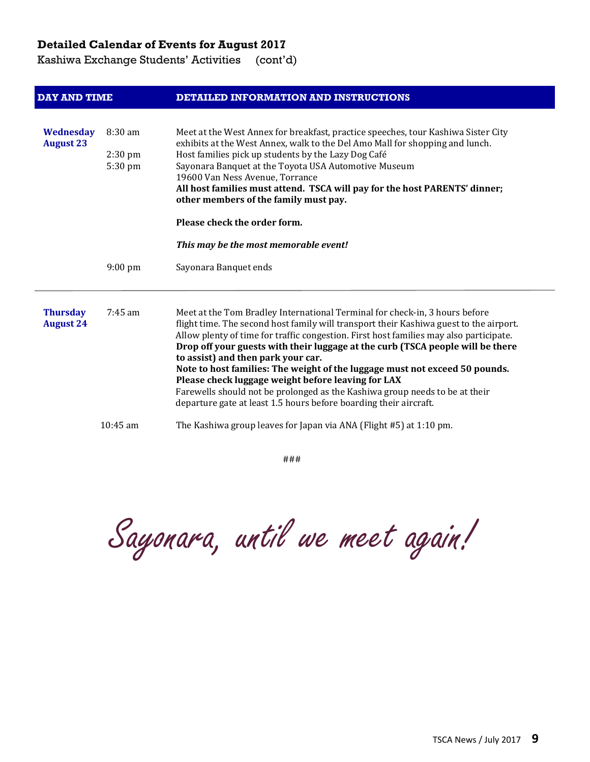### Detailed Calendar of Events for August 2017

Kashiwa Exchange Students' Activities (cont'd)

| DAY AND TIME | | DETAILED INFORMATION AND INSTRUCTIONS |
|---|---|---|
| **Wednesday August 23** | 8:30 am | Meet at the West Annex for breakfast, practice speeches, tour Kashiwa Sister City exhibits at the West Annex, walk to the Del Amo Mall for shopping and lunch. |
| | 2:30 pm | Host families pick up students by the Lazy Dog Café |
| | 5:30 pm | Sayonara Banquet at the Toyota USA Automotive Museum<br>19600 Van Ness Avenue, Torrance<br>**All host families must attend. TSCA will pay for the host PARENTS' dinner; other members of the family must pay.**<br><br>**Please check the order form.**<br><br>***This may be the most memorable event!*** |
| | 9:00 pm | Sayonara Banquet ends |
| **Thursday August 24** | 7:45 am | Meet at the Tom Bradley International Terminal for check-in, 3 hours before flight time. The second host family will transport their Kashiwa guest to the airport. Allow plenty of time for traffic congestion. First host families may also participate.<br>**Drop off your guests with their luggage at the curb (TSCA people will be there to assist) and then park your car.**<br>**Note to host families: The weight of the luggage must not exceed 50 pounds. Please check luggage weight before leaving for LAX**<br>Farewells should not be prolonged as the Kashiwa group needs to be at their departure gate at least 1.5 hours before boarding their aircraft. |
| | 10:45 am | The Kashiwa group leaves for Japan via ANA (Flight #5) at 1:10 pm. |

###

*Sayonara, until we meet again!*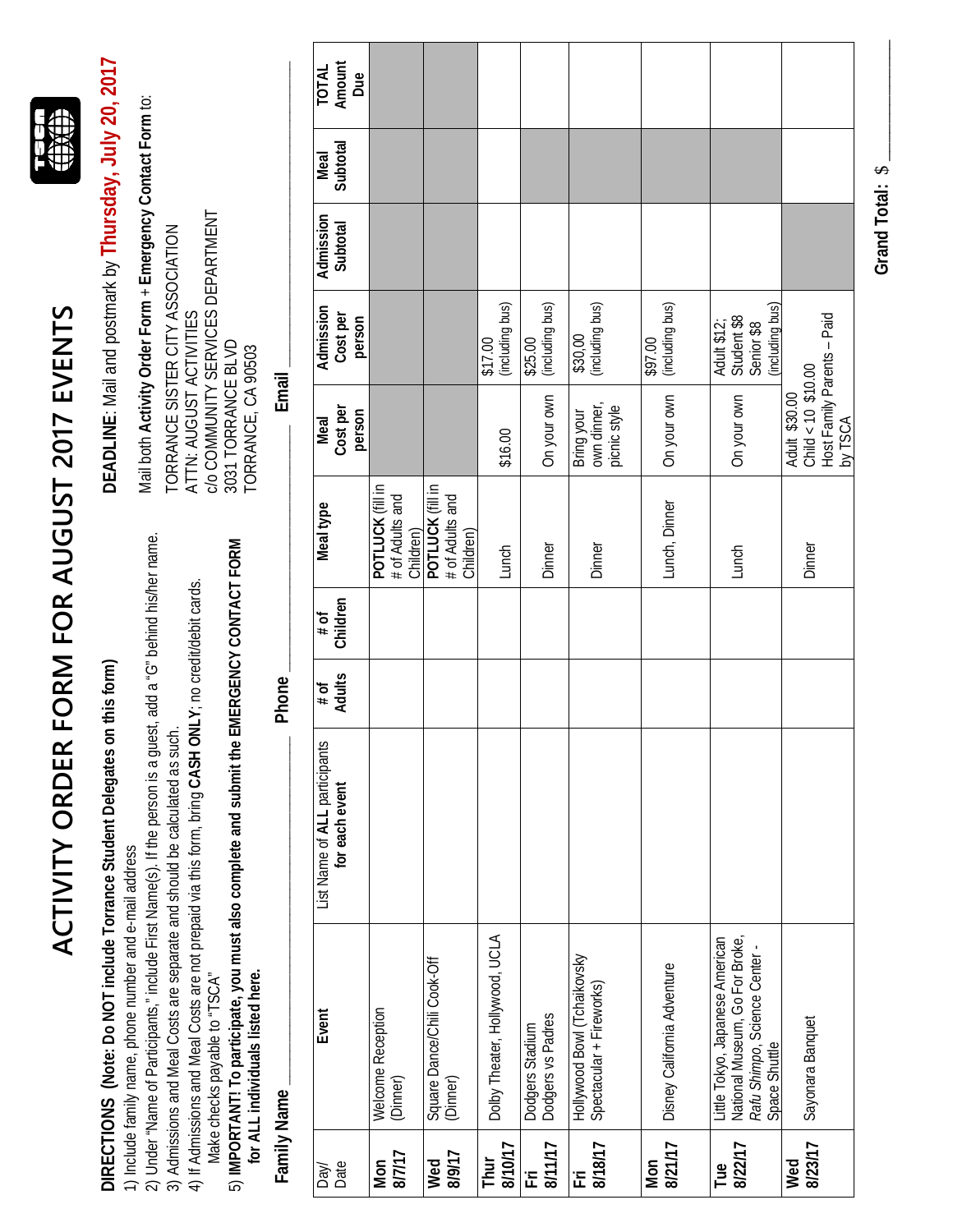# ACTIVITY ORDER FORM FOR AUGUST 2017 EVENTS

**DIRECTIONS (Note: Do NOT include Torrance Student Delegates on this form)**

1) Include family name, phone number and e-mail address
2) Under "Name of Participants," include First Name(s). If the person is a guest, add a "G" behind his/her name.
3) Admissions and Meal Costs are separate and should be calculated as such.
4) If Admissions and Meal Costs are not prepaid via this form, bring **CASH ONLY**; no credit/debit cards.
   Make checks payable to "TSCA"
5) **IMPORTANT! To participate, you must also complete and submit the EMERGENCY CONTACT FORM for ALL individuals listed here.**

**DEADLINE**: Mail and postmark by **Thursday, July 20, 2017**

Mail both **Activity Order Form + Emergency Contact Form** to:
TORRANCE SISTER CITY ASSOCIATION
ATTN: AUGUST ACTIVITIES
c/o COMMUNITY SERVICES DEPARTMENT
3031 TORRANCE BLVD
TORRANCE, CA 90503

**Family Name** ____________________ **Phone** ____________________ **Email** ____________________

| Day/ Date | Event | List Name of **ALL** participants for each event | # of Adults | # of Children | Meal type | Meal Cost per person | Admission Cost per person | Admission Subtotal | Meal Subtotal | TOTAL Amount Due |
|---|---|---|---|---|---|---|---|---|---|---|
| **Mon 8/7/17** | Welcome Reception (Dinner) | | | | **POTLUCK** (fill in # of Adults and Children) | | | | | |
| **Wed 8/9/17** | Square Dance/Chili Cook-Off (Dinner) | | | | **POTLUCK** (fill in # of Adults and Children) | | | | | |
| **Thur 8/10/17** | Dolby Theater, Hollywood, UCLA | | | | Lunch | $16.00 | $17.00 (including bus) | | | |
| **Fri 8/11/17** | Dodgers Stadium Dodgers vs Padres | | | | Dinner | On your own | $25.00 (including bus) | | | |
| **Fri 8/18/17** | Hollywood Bowl (Tchaikovsky Spectacular + Fireworks) | | | | Dinner | Bring your own dinner, picnic style | $30.00 (including bus) | | | |
| **Mon 8/21/17** | Disney California Adventure | | | | Lunch, Dinner | On your own | $97.00 (including bus) | | | |
| **Tue 8/22/17** | Little Tokyo, Japanese American National Museum, Go For Broke, *Rafu Shimpo*, Science Center - Space Shuttle | | | | Lunch | On your own | Adult $12; Student $8 Senior $8 (including bus) | | | |
| **Wed 8/23/17** | Sayonara Banquet | | | | Dinner | Adult $30.00 Child < 10 $10.00 Host Family Parents – Paid by TSCA | | | | |

**Grand Total:** $ ____________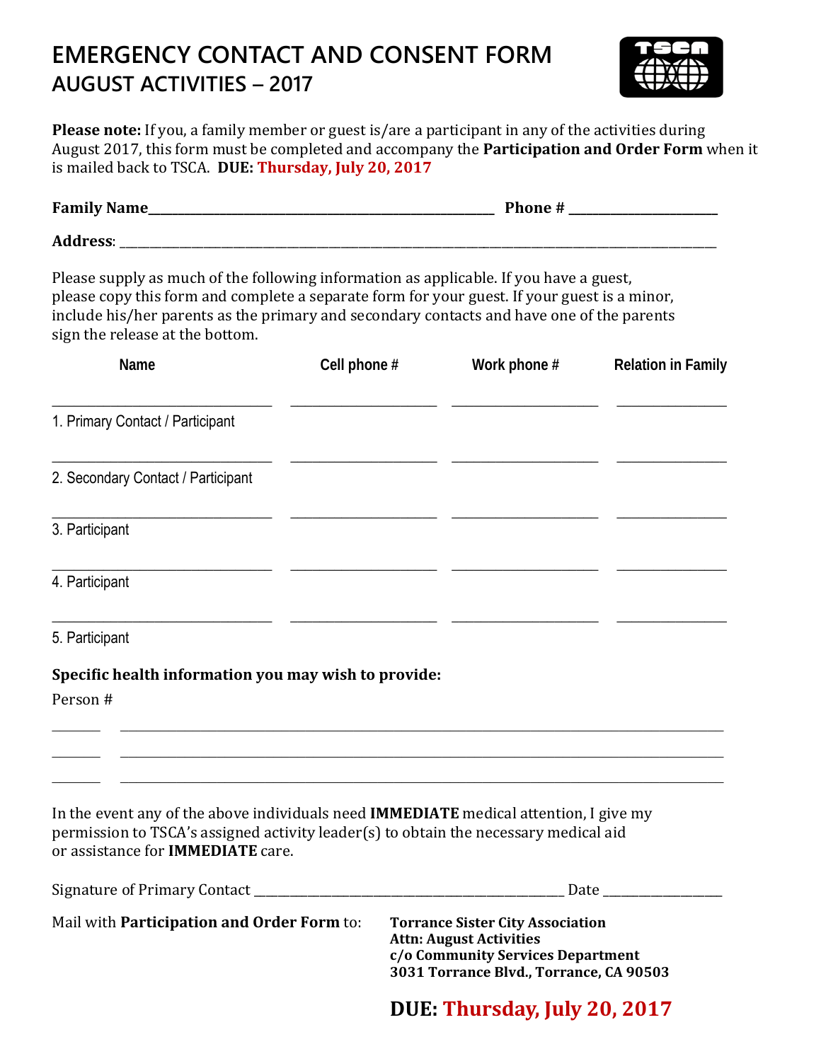# EMERGENCY CONTACT AND CONSENT FORM
## AUGUST ACTIVITIES – 2017

**Please note:** If you, a family member or guest is/are a participant in any of the activities during August 2017, this form must be completed and accompany the **Participation and Order Form** when it is mailed back to TSCA. **DUE: Thursday, July 20, 2017**

**Family Name**_______________________________________________ **Phone #** ____________________

**Address**: ______________________________________________________________________________

Please supply as much of the following information as applicable. If you have a guest, please copy this form and complete a separate form for your guest. If your guest is a minor, include his/her parents as the primary and secondary contacts and have one of the parents sign the release at the bottom.

| Name | Cell phone # | Work phone # | Relation in Family |
|---|---|---|---|
| 1. Primary Contact / Participant | | | |
| 2. Secondary Contact / Participant | | | |
| 3. Participant | | | |
| 4. Participant | | | |
| 5. Participant | | | |

**Specific health information you may wish to provide:**

Person #

______ ______________________________________________________________________

______ ______________________________________________________________________

______ ______________________________________________________________________

In the event any of the above individuals need **IMMEDIATE** medical attention, I give my permission to TSCA's assigned activity leader(s) to obtain the necessary medical aid or assistance for **IMMEDIATE** care.

Signature of Primary Contact ________________________________________ Date ______________

Mail with **Participation and Order Form** to:

**Torrance Sister City Association**
**Attn: August Activities**
**c/o Community Services Department**
**3031 Torrance Blvd., Torrance, CA 90503**

**DUE: Thursday, July 20, 2017**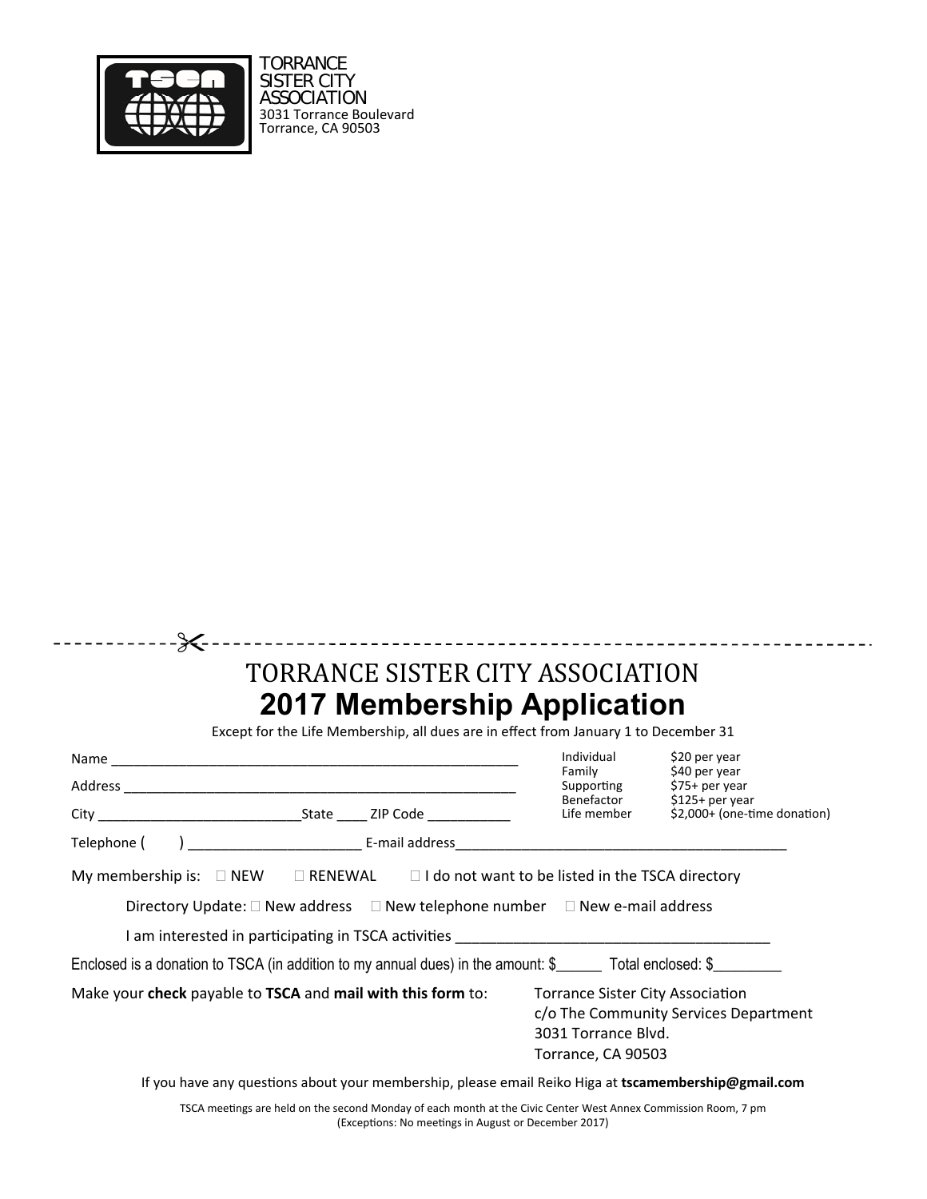TORRANCE
SISTER CITY
ASSOCIATION
3031 Torrance Boulevard
Torrance, CA 90503

- - - - - - - - - - - - - - - - - - - - - - - - - - - - - - - - - - - - - - - - - - - - - - -

# TORRANCE SISTER CITY ASSOCIATION

## 2017 Membership Application

Except for the Life Membership, all dues are in effect from January 1 to December 31

Name ______________________________________________

Address ____________________________________________

City ________________________ State ____ ZIP Code __________

| | |
|---|---|
| Individual | $20 per year |
| Family | $40 per year |
| Supporting | $75+ per year |
| Benefactor | $125+ per year |
| Life member | $2,000+ (one-time donation) |

Telephone ( ) ____________________ E-mail address______________________________________

My membership is: ☐ NEW ☐ RENEWAL ☐ I do not want to be listed in the TSCA directory

Directory Update: ☐ New address ☐ New telephone number ☐ New e-mail address

I am interested in participating in TSCA activities ___________________________________

Enclosed is a donation to TSCA (in addition to my annual dues) in the amount: $______ Total enclosed: $_________

Make your **check** payable to **TSCA** and **mail with this form** to:

Torrance Sister City Association
c/o The Community Services Department
3031 Torrance Blvd.
Torrance, CA 90503

If you have any questions about your membership, please email Reiko Higa at **tscamembership@gmail.com**

TSCA meetings are held on the second Monday of each month at the Civic Center West Annex Commission Room, 7 pm
(Exceptions: No meetings in August or December 2017)